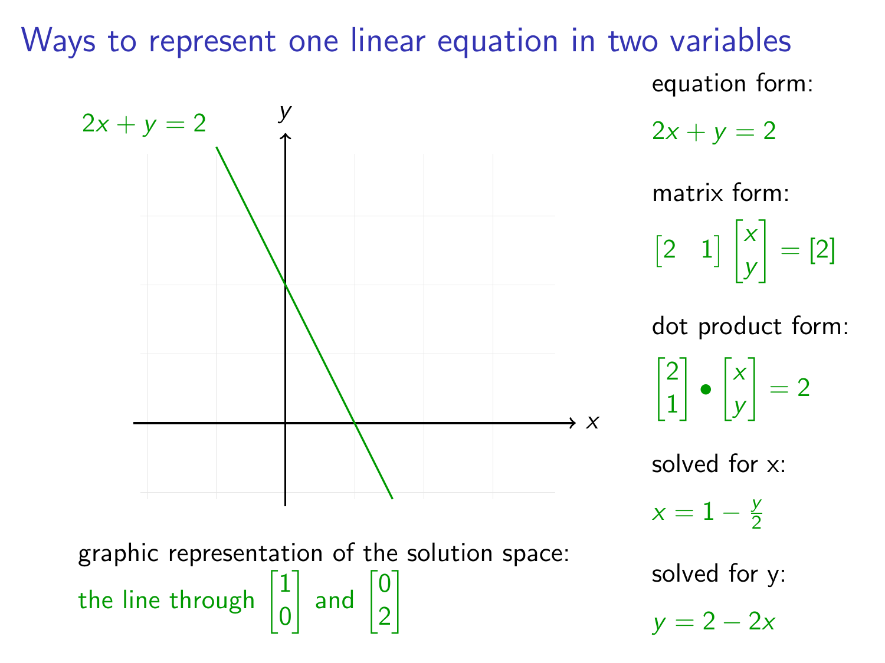# Ways to represent one linear equation in two variables

$2x + y = 2$

graphic representation of the solution space:

the line through $\begin{bmatrix} 1 \\ 0 \end{bmatrix}$ and $\begin{bmatrix} 0 \\ 2 \end{bmatrix}$

equation form:

$2x + y = 2$

matrix form:

$$\begin{bmatrix} 2 & 1 \end{bmatrix} \begin{bmatrix} x \\ y \end{bmatrix} = [2]$$

dot product form:

$$\begin{bmatrix} 2 \\ 1 \end{bmatrix} \bullet \begin{bmatrix} x \\ y \end{bmatrix} = 2$$

solved for x:

$x = 1 - \frac{y}{2}$

solved for y:

$y = 2 - 2x$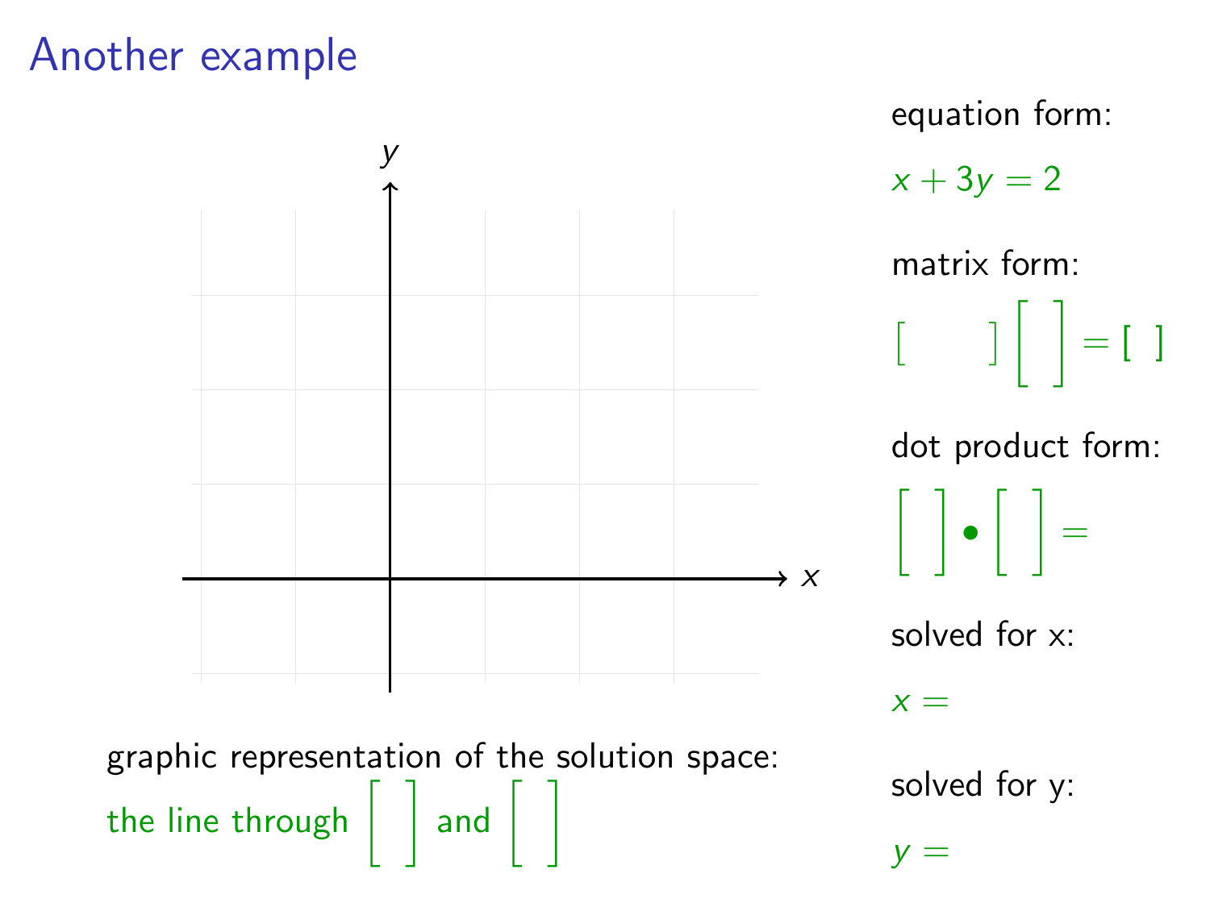# Another example

graphic representation of the solution space:

the line through $\begin{bmatrix} \\ \end{bmatrix}$ and $\begin{bmatrix} \\ \end{bmatrix}$

equation form:

$x + 3y = 2$

matrix form:

$\begin{bmatrix} \quad \end{bmatrix} \begin{bmatrix} \\ \end{bmatrix} = \begin{bmatrix} \end{bmatrix}$

dot product form:

$\begin{bmatrix} \\ \end{bmatrix} \bullet \begin{bmatrix} \\ \end{bmatrix} =$

solved for x:

$x =$

solved for y:

$y =$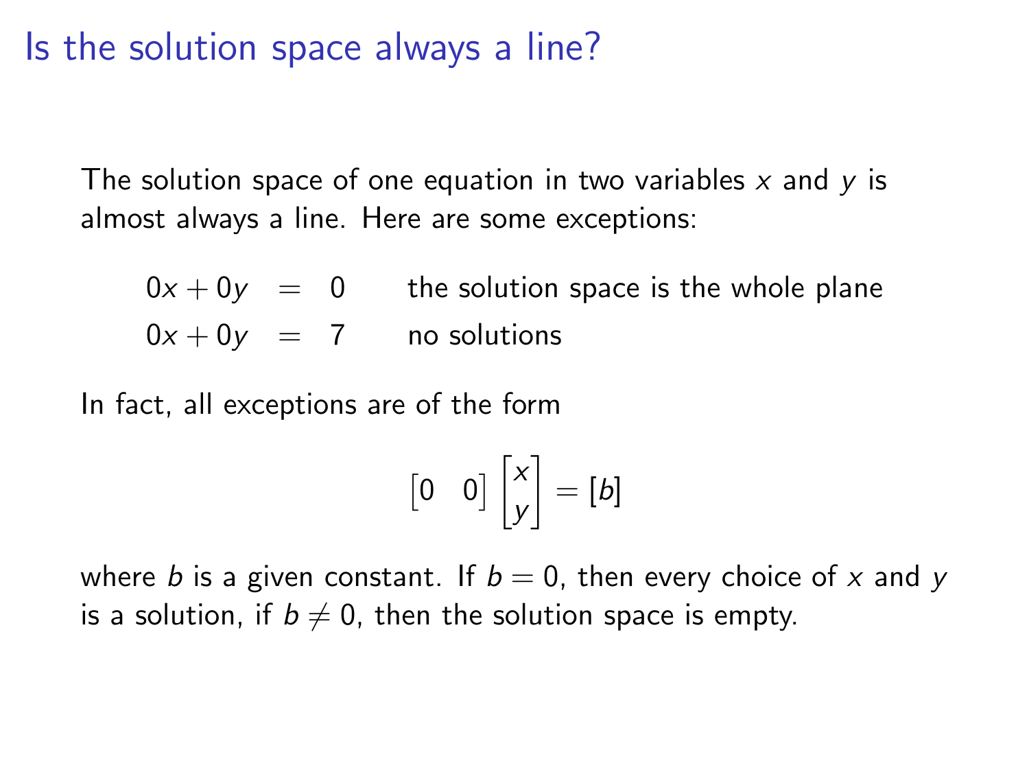# Is the solution space always a line?

The solution space of one equation in two variables $x$ and $y$ is almost always a line. Here are some exceptions:

$$
\begin{array}{rcll}
0x + 0y & = & 0 & \text{the solution space is the whole plane} \\
0x + 0y & = & 7 & \text{no solutions}
\end{array}
$$

In fact, all exceptions are of the form

$$
\begin{bmatrix} 0 & 0 \end{bmatrix} \begin{bmatrix} x \\ y \end{bmatrix} = [b]
$$

where $b$ is a given constant. If $b = 0$, then every choice of $x$ and $y$ is a solution, if $b \neq 0$, then the solution space is empty.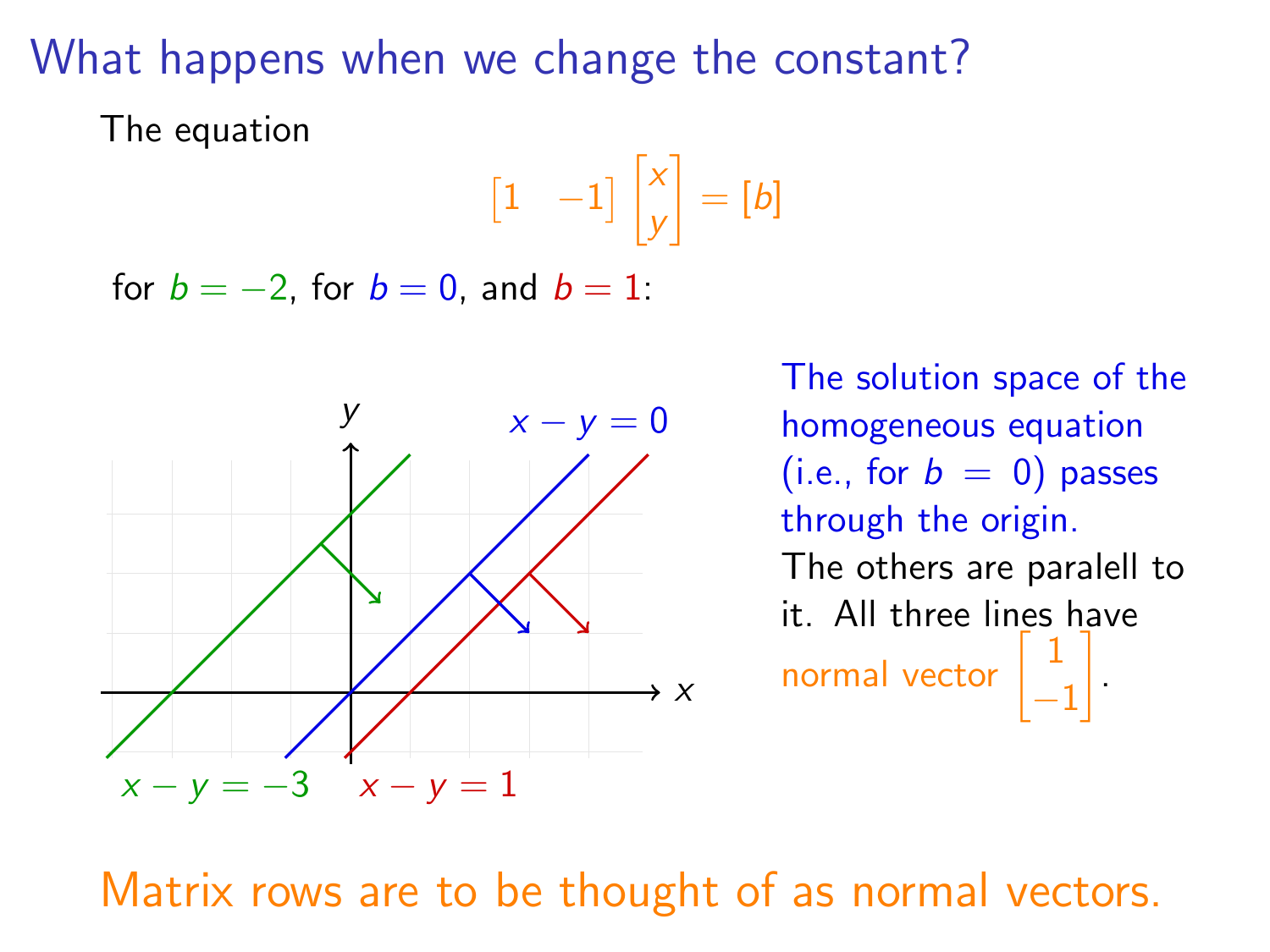# What happens when we change the constant?

The equation

$$\begin{bmatrix} 1 & -1 \end{bmatrix} \begin{bmatrix} x \\ y \end{bmatrix} = \begin{bmatrix} b \end{bmatrix}$$

for $b = -2$, for $b = 0$, and $b = 1$:

$x - y = 0$

$x - y = -3$ $x - y = 1$

The solution space of the homogeneous equation (i.e., for $b = 0$) passes through the origin.
The others are paralell to it. All three lines have normal vector $\begin{bmatrix} 1 \\ -1 \end{bmatrix}$.

Matrix rows are to be thought of as normal vectors.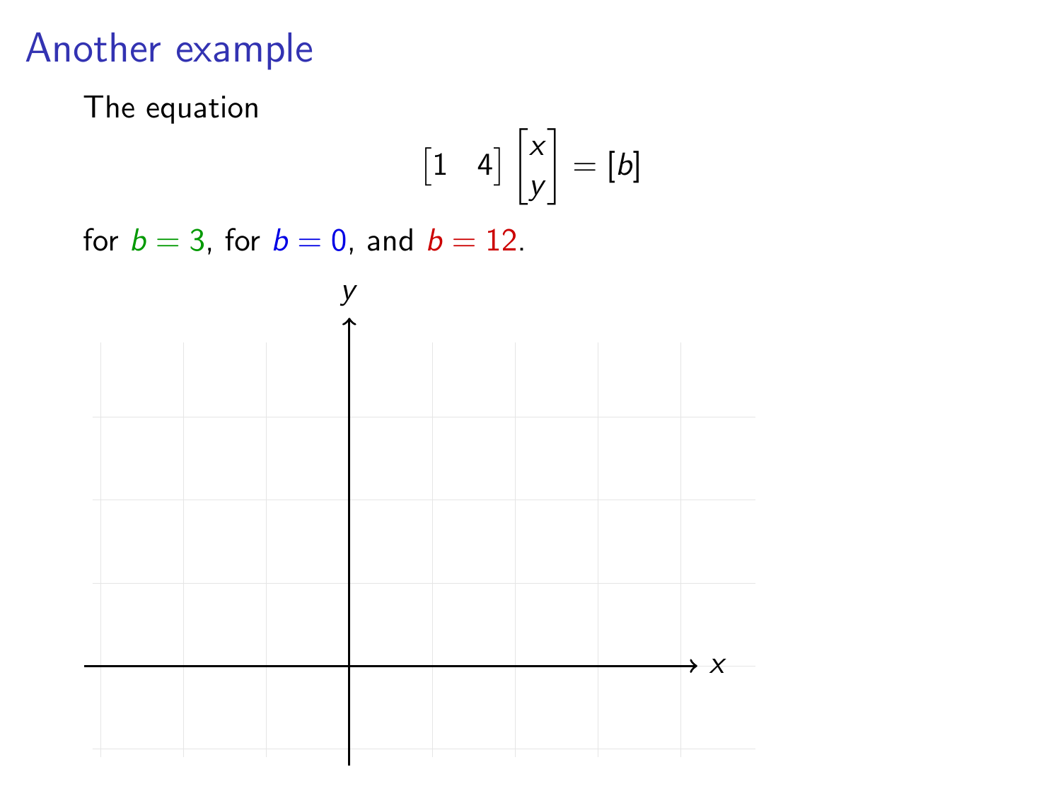# Another example

The equation

$$\begin{bmatrix} 1 & 4 \end{bmatrix} \begin{bmatrix} x \\ y \end{bmatrix} = [b]$$

for $b = 3$, for $b = 0$, and $b = 12$.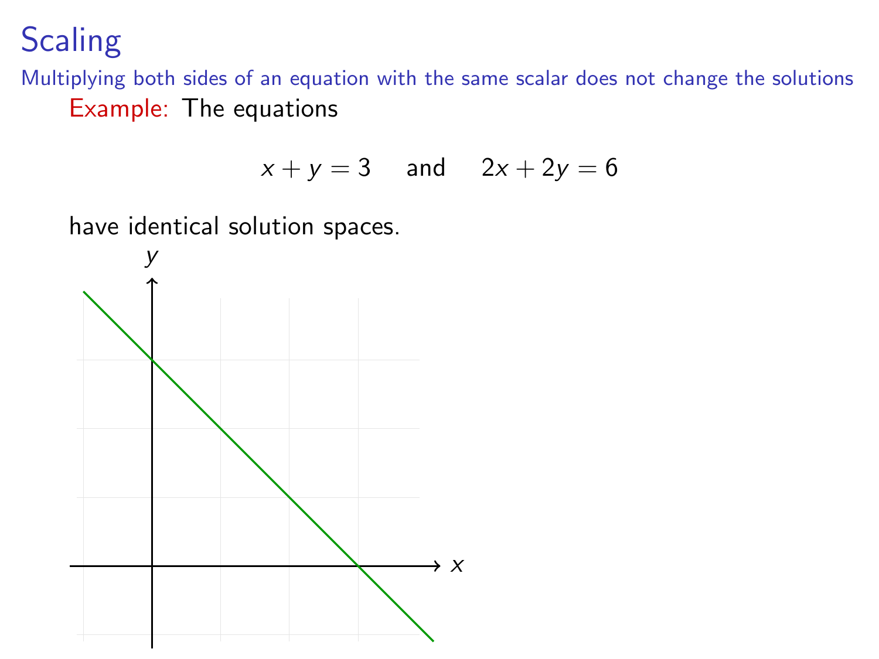# Scaling

Multiplying both sides of an equation with the same scalar does not change the solutions

Example: The equations

$$x + y = 3 \quad \text{and} \quad 2x + 2y = 6$$

have identical solution spaces.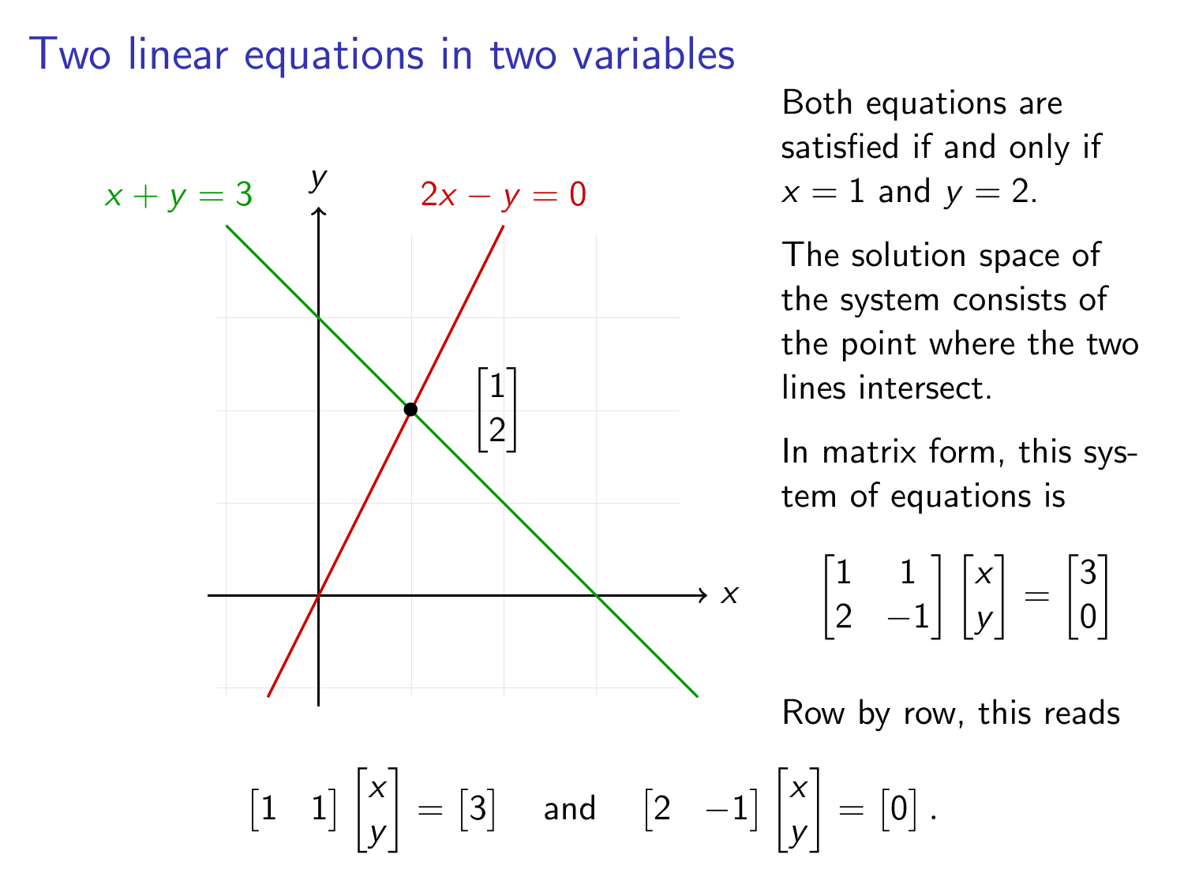# Two linear equations in two variables

Both equations are satisfied if and only if $x = 1$ and $y = 2$.

The solution space of the system consists of the point where the two lines intersect.

In matrix form, this system of equations is

$$\begin{bmatrix} 1 & 1 \\ 2 & -1 \end{bmatrix} \begin{bmatrix} x \\ y \end{bmatrix} = \begin{bmatrix} 3 \\ 0 \end{bmatrix}$$

Row by row, this reads

$$\begin{bmatrix} 1 & 1 \end{bmatrix} \begin{bmatrix} x \\ y \end{bmatrix} = \begin{bmatrix} 3 \end{bmatrix} \quad \text{and} \quad \begin{bmatrix} 2 & -1 \end{bmatrix} \begin{bmatrix} x \\ y \end{bmatrix} = \begin{bmatrix} 0 \end{bmatrix}.$$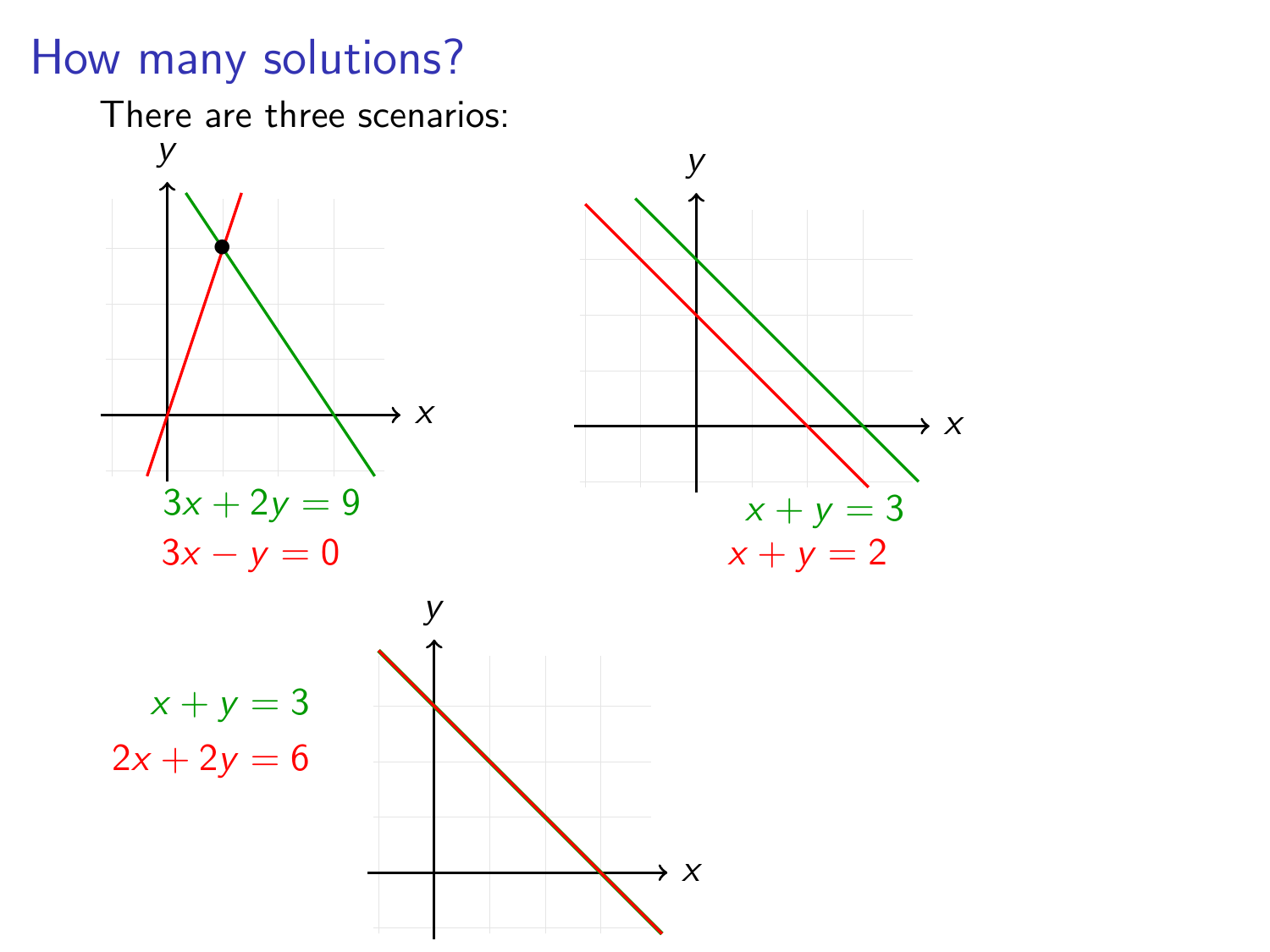# How many solutions?

There are three scenarios:

$y$

$x$

$3x + 2y = 9$

$3x - y = 0$

$y$

$x$

$x + y = 3$

$x + y = 2$

$y$

$x$

$x + y = 3$

$2x + 2y = 6$